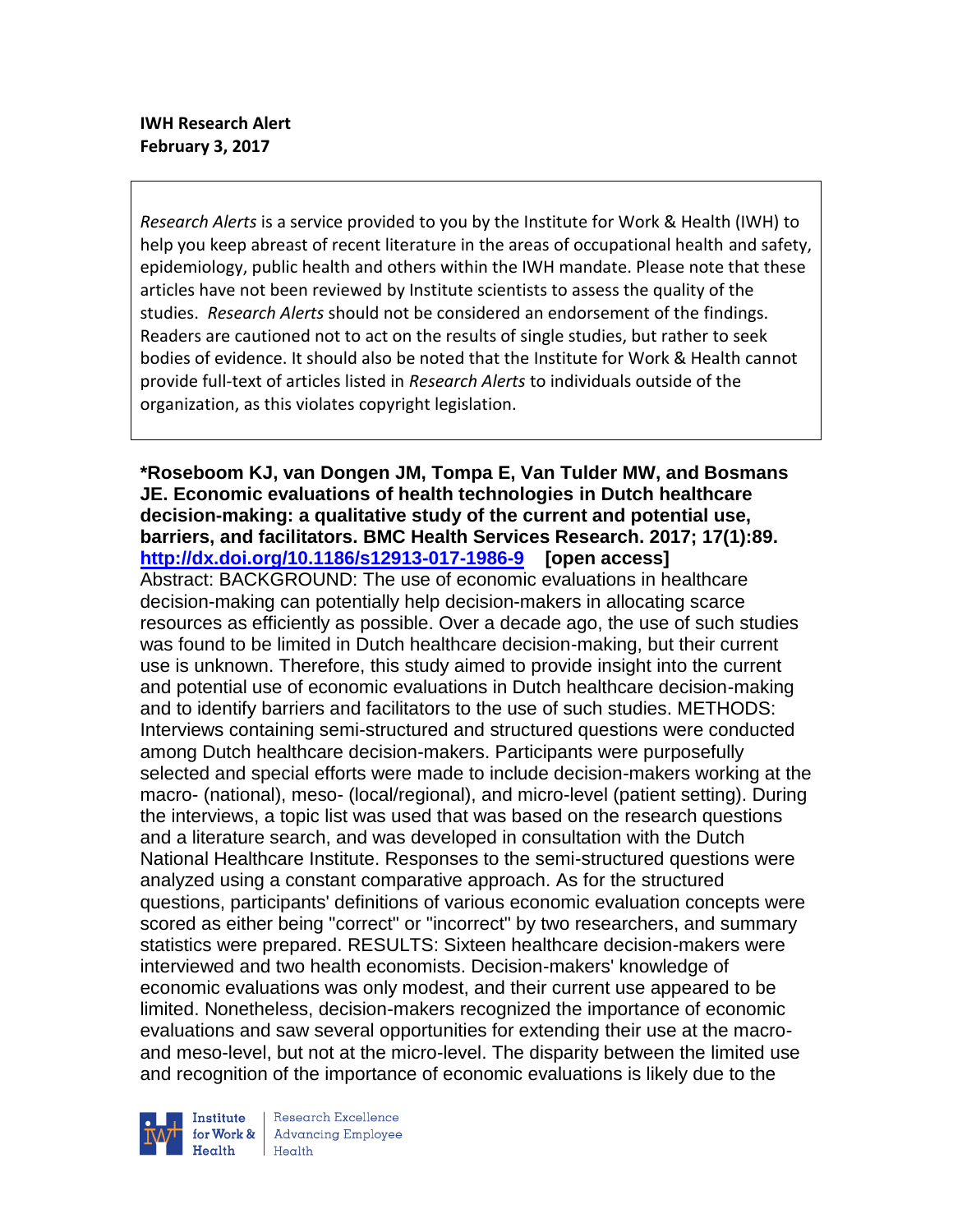**IWH Research Alert**
**February 3, 2017**

> *Research Alerts* is a service provided to you by the Institute for Work & Health (IWH) to help you keep abreast of recent literature in the areas of occupational health and safety, epidemiology, public health and others within the IWH mandate. Please note that these articles have not been reviewed by Institute scientists to assess the quality of the studies. *Research Alerts* should not be considered an endorsement of the findings. Readers are cautioned not to act on the results of single studies, but rather to seek bodies of evidence. It should also be noted that the Institute for Work & Health cannot provide full-text of articles listed in *Research Alerts* to individuals outside of the organization, as this violates copyright legislation.

**\*Roseboom KJ, van Dongen JM, Tompa E, Van Tulder MW, and Bosmans JE. Economic evaluations of health technologies in Dutch healthcare decision-making: a qualitative study of the current and potential use, barriers, and facilitators. BMC Health Services Research. 2017; 17(1):89. [http://dx.doi.org/10.1186/s12913-017-1986-9](http://dx.doi.org/10.1186/s12913-017-1986-9) [open access]**

Abstract: BACKGROUND: The use of economic evaluations in healthcare decision-making can potentially help decision-makers in allocating scarce resources as efficiently as possible. Over a decade ago, the use of such studies was found to be limited in Dutch healthcare decision-making, but their current use is unknown. Therefore, this study aimed to provide insight into the current and potential use of economic evaluations in Dutch healthcare decision-making and to identify barriers and facilitators to the use of such studies. METHODS: Interviews containing semi-structured and structured questions were conducted among Dutch healthcare decision-makers. Participants were purposefully selected and special efforts were made to include decision-makers working at the macro- (national), meso- (local/regional), and micro-level (patient setting). During the interviews, a topic list was used that was based on the research questions and a literature search, and was developed in consultation with the Dutch National Healthcare Institute. Responses to the semi-structured questions were analyzed using a constant comparative approach. As for the structured questions, participants' definitions of various economic evaluation concepts were scored as either being "correct" or "incorrect" by two researchers, and summary statistics were prepared. RESULTS: Sixteen healthcare decision-makers were interviewed and two health economists. Decision-makers' knowledge of economic evaluations was only modest, and their current use appeared to be limited. Nonetheless, decision-makers recognized the importance of economic evaluations and saw several opportunities for extending their use at the macro- and meso-level, but not at the micro-level. The disparity between the limited use and recognition of the importance of economic evaluations is likely due to the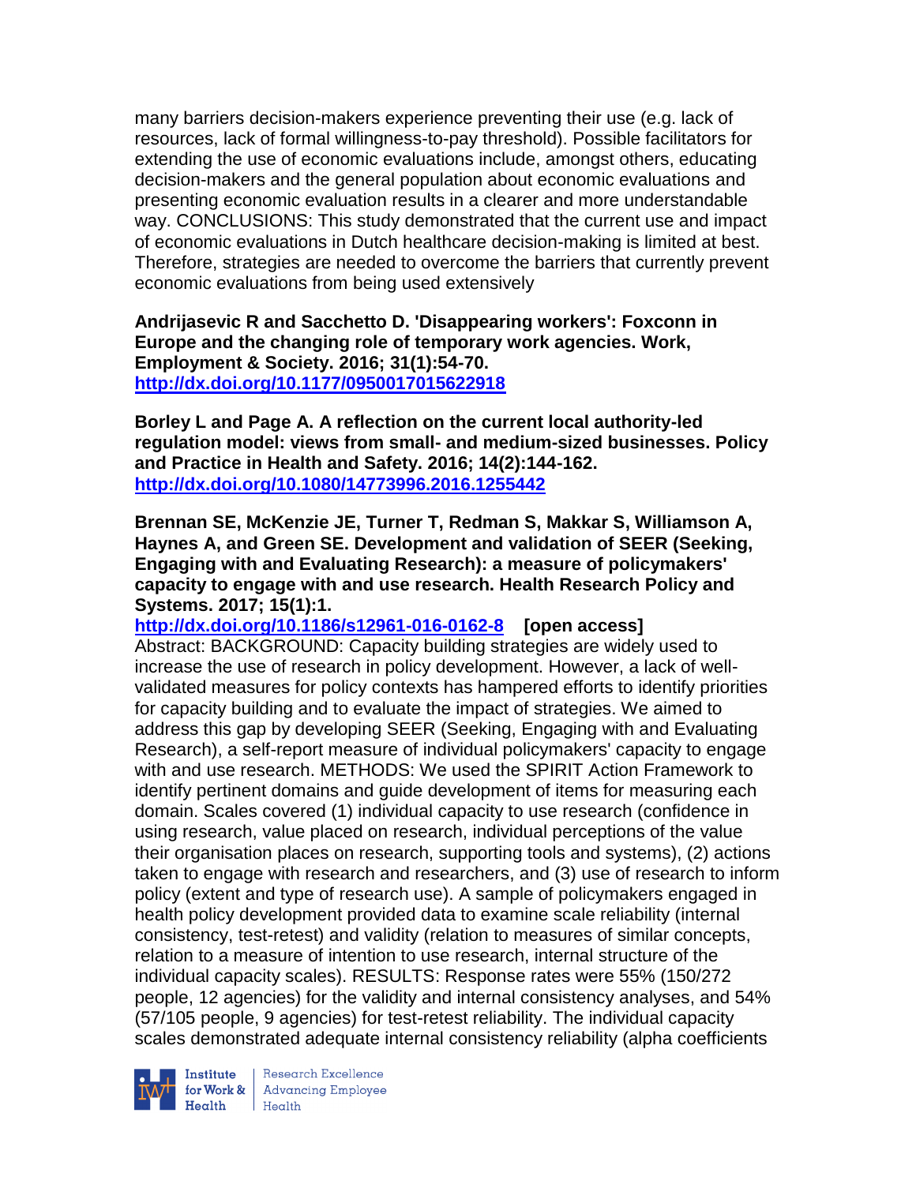many barriers decision-makers experience preventing their use (e.g. lack of resources, lack of formal willingness-to-pay threshold). Possible facilitators for extending the use of economic evaluations include, amongst others, educating decision-makers and the general population about economic evaluations and presenting economic evaluation results in a clearer and more understandable way. CONCLUSIONS: This study demonstrated that the current use and impact of economic evaluations in Dutch healthcare decision-making is limited at best. Therefore, strategies are needed to overcome the barriers that currently prevent economic evaluations from being used extensively

**Andrijasevic R and Sacchetto D. 'Disappearing workers': Foxconn in Europe and the changing role of temporary work agencies. Work, Employment & Society. 2016; 31(1):54-70.**
**http://dx.doi.org/10.1177/0950017015622918**

**Borley L and Page A. A reflection on the current local authority-led regulation model: views from small- and medium-sized businesses. Policy and Practice in Health and Safety. 2016; 14(2):144-162.**
**http://dx.doi.org/10.1080/14773996.2016.1255442**

**Brennan SE, McKenzie JE, Turner T, Redman S, Makkar S, Williamson A, Haynes A, and Green SE. Development and validation of SEER (Seeking, Engaging with and Evaluating Research): a measure of policymakers' capacity to engage with and use research. Health Research Policy and Systems. 2017; 15(1):1.**
**http://dx.doi.org/10.1186/s12961-016-0162-8 [open access]**
Abstract: BACKGROUND: Capacity building strategies are widely used to increase the use of research in policy development. However, a lack of well-validated measures for policy contexts has hampered efforts to identify priorities for capacity building and to evaluate the impact of strategies. We aimed to address this gap by developing SEER (Seeking, Engaging with and Evaluating Research), a self-report measure of individual policymakers' capacity to engage with and use research. METHODS: We used the SPIRIT Action Framework to identify pertinent domains and guide development of items for measuring each domain. Scales covered (1) individual capacity to use research (confidence in using research, value placed on research, individual perceptions of the value their organisation places on research, supporting tools and systems), (2) actions taken to engage with research and researchers, and (3) use of research to inform policy (extent and type of research use). A sample of policymakers engaged in health policy development provided data to examine scale reliability (internal consistency, test-retest) and validity (relation to measures of similar concepts, relation to a measure of intention to use research, internal structure of the individual capacity scales). RESULTS: Response rates were 55% (150/272 people, 12 agencies) for the validity and internal consistency analyses, and 54% (57/105 people, 9 agencies) for test-retest reliability. The individual capacity scales demonstrated adequate internal consistency reliability (alpha coefficients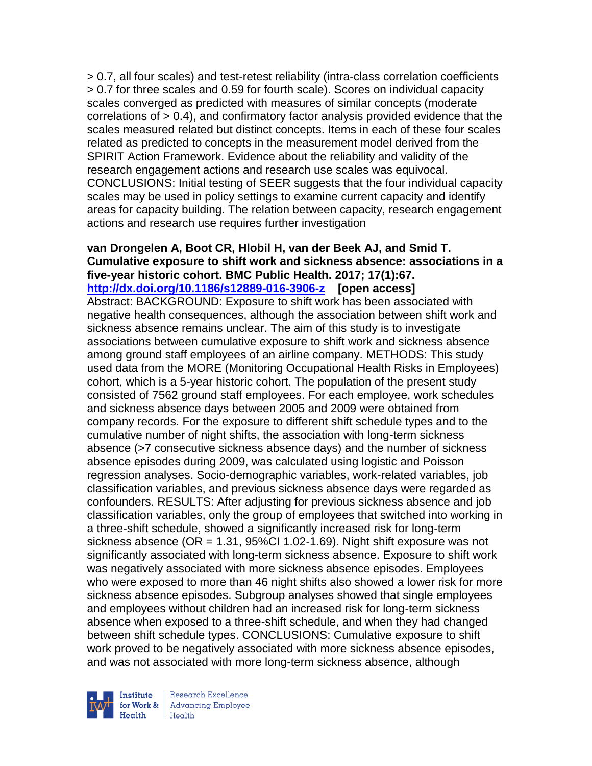> 0.7, all four scales) and test-retest reliability (intra-class correlation coefficients > 0.7 for three scales and 0.59 for fourth scale). Scores on individual capacity scales converged as predicted with measures of similar concepts (moderate correlations of > 0.4), and confirmatory factor analysis provided evidence that the scales measured related but distinct concepts. Items in each of these four scales related as predicted to concepts in the measurement model derived from the SPIRIT Action Framework. Evidence about the reliability and validity of the research engagement actions and research use scales was equivocal. CONCLUSIONS: Initial testing of SEER suggests that the four individual capacity scales may be used in policy settings to examine current capacity and identify areas for capacity building. The relation between capacity, research engagement actions and research use requires further investigation

**van Drongelen A, Boot CR, Hlobil H, van der Beek AJ, and Smid T. Cumulative exposure to shift work and sickness absence: associations in a five-year historic cohort. BMC Public Health. 2017; 17(1):67.**
**http://dx.doi.org/10.1186/s12889-016-3906-z [open access]**
Abstract: BACKGROUND: Exposure to shift work has been associated with negative health consequences, although the association between shift work and sickness absence remains unclear. The aim of this study is to investigate associations between cumulative exposure to shift work and sickness absence among ground staff employees of an airline company. METHODS: This study used data from the MORE (Monitoring Occupational Health Risks in Employees) cohort, which is a 5-year historic cohort. The population of the present study consisted of 7562 ground staff employees. For each employee, work schedules and sickness absence days between 2005 and 2009 were obtained from company records. For the exposure to different shift schedule types and to the cumulative number of night shifts, the association with long-term sickness absence (>7 consecutive sickness absence days) and the number of sickness absence episodes during 2009, was calculated using logistic and Poisson regression analyses. Socio-demographic variables, work-related variables, job classification variables, and previous sickness absence days were regarded as confounders. RESULTS: After adjusting for previous sickness absence and job classification variables, only the group of employees that switched into working in a three-shift schedule, showed a significantly increased risk for long-term sickness absence (OR = 1.31, 95%CI 1.02-1.69). Night shift exposure was not significantly associated with long-term sickness absence. Exposure to shift work was negatively associated with more sickness absence episodes. Employees who were exposed to more than 46 night shifts also showed a lower risk for more sickness absence episodes. Subgroup analyses showed that single employees and employees without children had an increased risk for long-term sickness absence when exposed to a three-shift schedule, and when they had changed between shift schedule types. CONCLUSIONS: Cumulative exposure to shift work proved to be negatively associated with more sickness absence episodes, and was not associated with more long-term sickness absence, although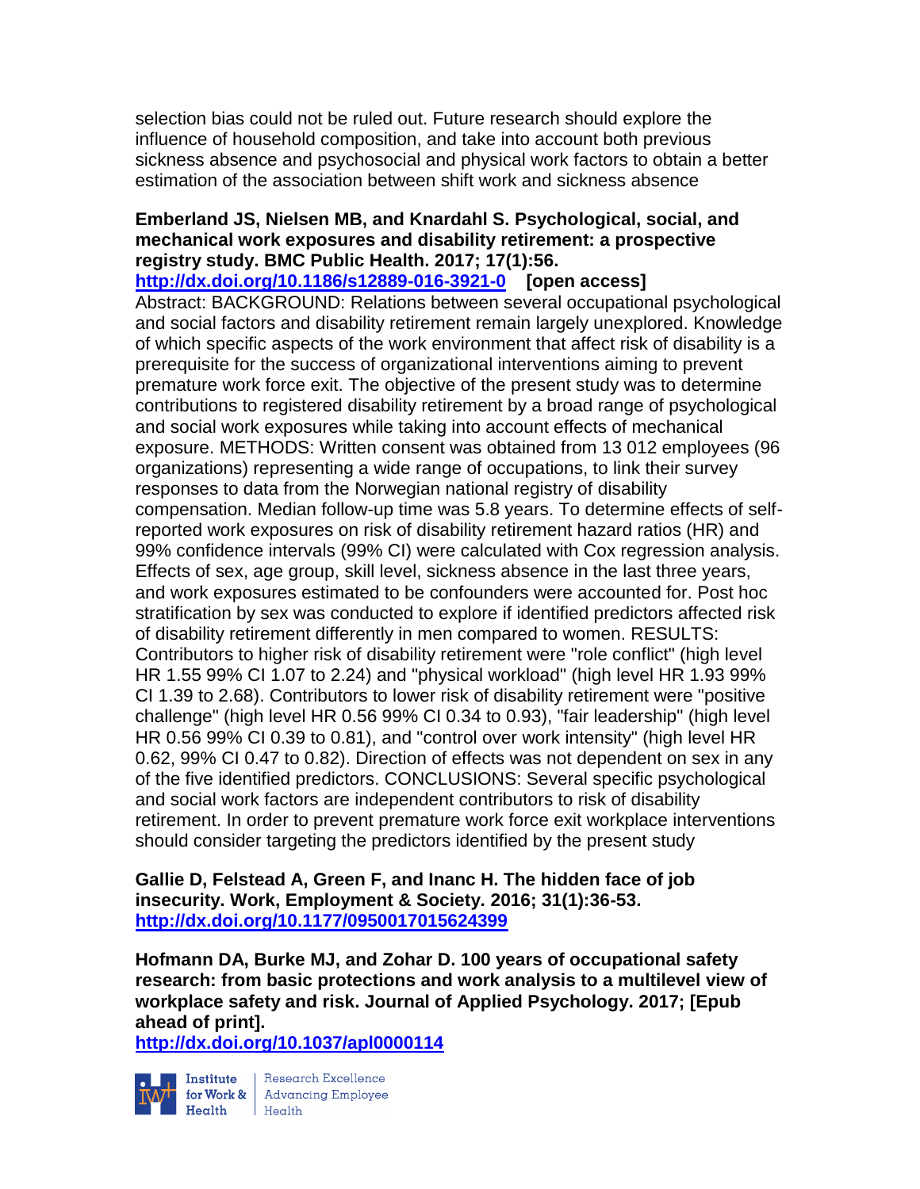selection bias could not be ruled out. Future research should explore the influence of household composition, and take into account both previous sickness absence and psychosocial and physical work factors to obtain a better estimation of the association between shift work and sickness absence

**Emberland JS, Nielsen MB, and Knardahl S. Psychological, social, and mechanical work exposures and disability retirement: a prospective registry study. BMC Public Health. 2017; 17(1):56.**
**http://dx.doi.org/10.1186/s12889-016-3921-0 [open access]**
Abstract: BACKGROUND: Relations between several occupational psychological and social factors and disability retirement remain largely unexplored. Knowledge of which specific aspects of the work environment that affect risk of disability is a prerequisite for the success of organizational interventions aiming to prevent premature work force exit. The objective of the present study was to determine contributions to registered disability retirement by a broad range of psychological and social work exposures while taking into account effects of mechanical exposure. METHODS: Written consent was obtained from 13 012 employees (96 organizations) representing a wide range of occupations, to link their survey responses to data from the Norwegian national registry of disability compensation. Median follow-up time was 5.8 years. To determine effects of self-reported work exposures on risk of disability retirement hazard ratios (HR) and 99% confidence intervals (99% CI) were calculated with Cox regression analysis. Effects of sex, age group, skill level, sickness absence in the last three years, and work exposures estimated to be confounders were accounted for. Post hoc stratification by sex was conducted to explore if identified predictors affected risk of disability retirement differently in men compared to women. RESULTS: Contributors to higher risk of disability retirement were "role conflict" (high level HR 1.55 99% CI 1.07 to 2.24) and "physical workload" (high level HR 1.93 99% CI 1.39 to 2.68). Contributors to lower risk of disability retirement were "positive challenge" (high level HR 0.56 99% CI 0.34 to 0.93), "fair leadership" (high level HR 0.56 99% CI 0.39 to 0.81), and "control over work intensity" (high level HR 0.62, 99% CI 0.47 to 0.82). Direction of effects was not dependent on sex in any of the five identified predictors. CONCLUSIONS: Several specific psychological and social work factors are independent contributors to risk of disability retirement. In order to prevent premature work force exit workplace interventions should consider targeting the predictors identified by the present study

**Gallie D, Felstead A, Green F, and Inanc H. The hidden face of job insecurity. Work, Employment & Society. 2016; 31(1):36-53.**
**http://dx.doi.org/10.1177/0950017015624399**

**Hofmann DA, Burke MJ, and Zohar D. 100 years of occupational safety research: from basic protections and work analysis to a multilevel view of workplace safety and risk. Journal of Applied Psychology. 2017; [Epub ahead of print].**
**http://dx.doi.org/10.1037/apl0000114**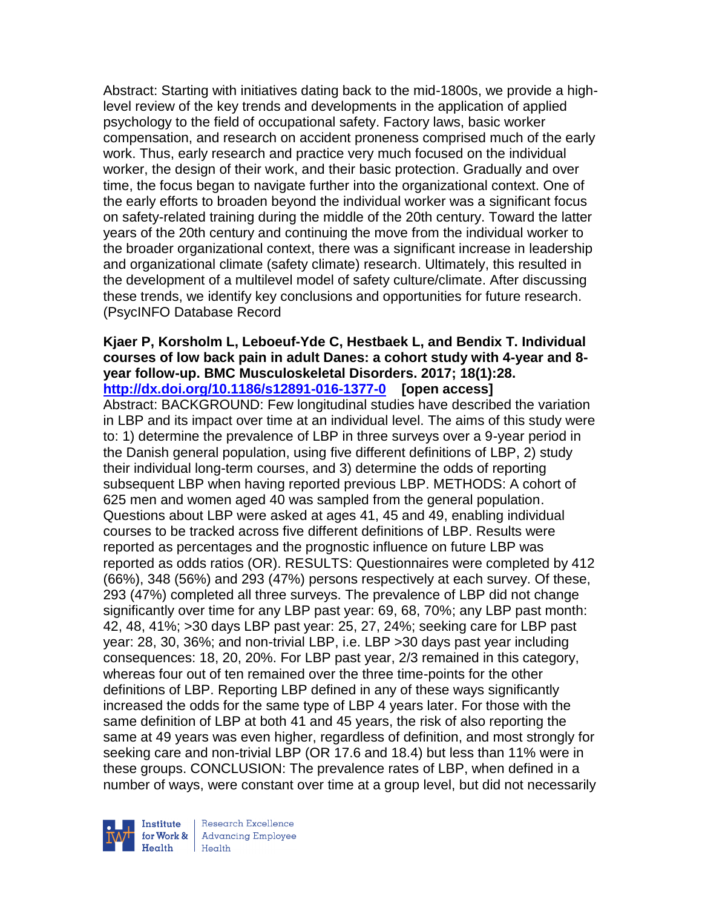Abstract: Starting with initiatives dating back to the mid-1800s, we provide a high-level review of the key trends and developments in the application of applied psychology to the field of occupational safety. Factory laws, basic worker compensation, and research on accident proneness comprised much of the early work. Thus, early research and practice very much focused on the individual worker, the design of their work, and their basic protection. Gradually and over time, the focus began to navigate further into the organizational context. One of the early efforts to broaden beyond the individual worker was a significant focus on safety-related training during the middle of the 20th century. Toward the latter years of the 20th century and continuing the move from the individual worker to the broader organizational context, there was a significant increase in leadership and organizational climate (safety climate) research. Ultimately, this resulted in the development of a multilevel model of safety culture/climate. After discussing these trends, we identify key conclusions and opportunities for future research. (PsycINFO Database Record

**Kjaer P, Korsholm L, Leboeuf-Yde C, Hestbaek L, and Bendix T. Individual courses of low back pain in adult Danes: a cohort study with 4-year and 8-year follow-up. BMC Musculoskeletal Disorders. 2017; 18(1):28.**
**http://dx.doi.org/10.1186/s12891-016-1377-0 [open access]**
Abstract: BACKGROUND: Few longitudinal studies have described the variation in LBP and its impact over time at an individual level. The aims of this study were to: 1) determine the prevalence of LBP in three surveys over a 9-year period in the Danish general population, using five different definitions of LBP, 2) study their individual long-term courses, and 3) determine the odds of reporting subsequent LBP when having reported previous LBP. METHODS: A cohort of 625 men and women aged 40 was sampled from the general population. Questions about LBP were asked at ages 41, 45 and 49, enabling individual courses to be tracked across five different definitions of LBP. Results were reported as percentages and the prognostic influence on future LBP was reported as odds ratios (OR). RESULTS: Questionnaires were completed by 412 (66%), 348 (56%) and 293 (47%) persons respectively at each survey. Of these, 293 (47%) completed all three surveys. The prevalence of LBP did not change significantly over time for any LBP past year: 69, 68, 70%; any LBP past month: 42, 48, 41%; >30 days LBP past year: 25, 27, 24%; seeking care for LBP past year: 28, 30, 36%; and non-trivial LBP, i.e. LBP >30 days past year including consequences: 18, 20, 20%. For LBP past year, 2/3 remained in this category, whereas four out of ten remained over the three time-points for the other definitions of LBP. Reporting LBP defined in any of these ways significantly increased the odds for the same type of LBP 4 years later. For those with the same definition of LBP at both 41 and 45 years, the risk of also reporting the same at 49 years was even higher, regardless of definition, and most strongly for seeking care and non-trivial LBP (OR 17.6 and 18.4) but less than 11% were in these groups. CONCLUSION: The prevalence rates of LBP, when defined in a number of ways, were constant over time at a group level, but did not necessarily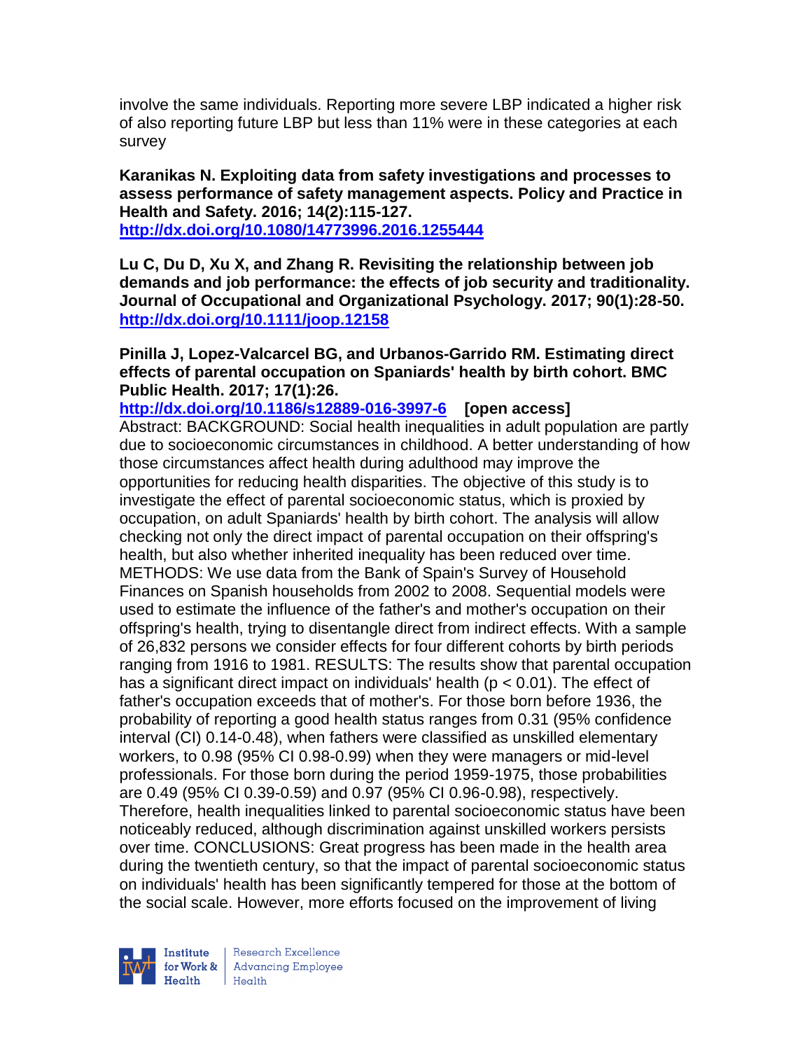involve the same individuals. Reporting more severe LBP indicated a higher risk of also reporting future LBP but less than 11% were in these categories at each survey

**Karanikas N. Exploiting data from safety investigations and processes to assess performance of safety management aspects. Policy and Practice in Health and Safety. 2016; 14(2):115-127.**
**http://dx.doi.org/10.1080/14773996.2016.1255444**

**Lu C, Du D, Xu X, and Zhang R. Revisiting the relationship between job demands and job performance: the effects of job security and traditionality. Journal of Occupational and Organizational Psychology. 2017; 90(1):28-50.**
**http://dx.doi.org/10.1111/joop.12158**

**Pinilla J, Lopez-Valcarcel BG, and Urbanos-Garrido RM. Estimating direct effects of parental occupation on Spaniards' health by birth cohort. BMC Public Health. 2017; 17(1):26.**
**http://dx.doi.org/10.1186/s12889-016-3997-6 [open access]**
Abstract: BACKGROUND: Social health inequalities in adult population are partly due to socioeconomic circumstances in childhood. A better understanding of how those circumstances affect health during adulthood may improve the opportunities for reducing health disparities. The objective of this study is to investigate the effect of parental socioeconomic status, which is proxied by occupation, on adult Spaniards' health by birth cohort. The analysis will allow checking not only the direct impact of parental occupation on their offspring's health, but also whether inherited inequality has been reduced over time. METHODS: We use data from the Bank of Spain's Survey of Household Finances on Spanish households from 2002 to 2008. Sequential models were used to estimate the influence of the father's and mother's occupation on their offspring's health, trying to disentangle direct from indirect effects. With a sample of 26,832 persons we consider effects for four different cohorts by birth periods ranging from 1916 to 1981. RESULTS: The results show that parental occupation has a significant direct impact on individuals' health ($p < 0.01$). The effect of father's occupation exceeds that of mother's. For those born before 1936, the probability of reporting a good health status ranges from 0.31 (95% confidence interval (CI) 0.14-0.48), when fathers were classified as unskilled elementary workers, to 0.98 (95% CI 0.98-0.99) when they were managers or mid-level professionals. For those born during the period 1959-1975, those probabilities are 0.49 (95% CI 0.39-0.59) and 0.97 (95% CI 0.96-0.98), respectively. Therefore, health inequalities linked to parental socioeconomic status have been noticeably reduced, although discrimination against unskilled workers persists over time. CONCLUSIONS: Great progress has been made in the health area during the twentieth century, so that the impact of parental socioeconomic status on individuals' health has been significantly tempered for those at the bottom of the social scale. However, more efforts focused on the improvement of living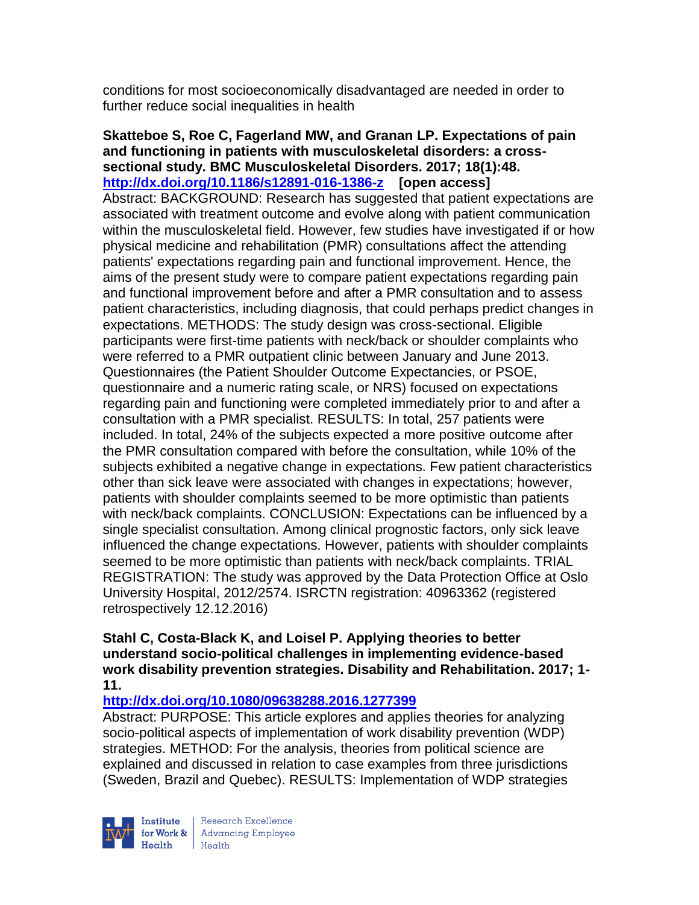conditions for most socioeconomically disadvantaged are needed in order to further reduce social inequalities in health

**Skatteboe S, Roe C, Fagerland MW, and Granan LP. Expectations of pain and functioning in patients with musculoskeletal disorders: a cross-sectional study. BMC Musculoskeletal Disorders. 2017; 18(1):48.**
**http://dx.doi.org/10.1186/s12891-016-1386-z [open access]**
Abstract: BACKGROUND: Research has suggested that patient expectations are associated with treatment outcome and evolve along with patient communication within the musculoskeletal field. However, few studies have investigated if or how physical medicine and rehabilitation (PMR) consultations affect the attending patients' expectations regarding pain and functional improvement. Hence, the aims of the present study were to compare patient expectations regarding pain and functional improvement before and after a PMR consultation and to assess patient characteristics, including diagnosis, that could perhaps predict changes in expectations. METHODS: The study design was cross-sectional. Eligible participants were first-time patients with neck/back or shoulder complaints who were referred to a PMR outpatient clinic between January and June 2013. Questionnaires (the Patient Shoulder Outcome Expectancies, or PSOE, questionnaire and a numeric rating scale, or NRS) focused on expectations regarding pain and functioning were completed immediately prior to and after a consultation with a PMR specialist. RESULTS: In total, 257 patients were included. In total, 24% of the subjects expected a more positive outcome after the PMR consultation compared with before the consultation, while 10% of the subjects exhibited a negative change in expectations. Few patient characteristics other than sick leave were associated with changes in expectations; however, patients with shoulder complaints seemed to be more optimistic than patients with neck/back complaints. CONCLUSION: Expectations can be influenced by a single specialist consultation. Among clinical prognostic factors, only sick leave influenced the change expectations. However, patients with shoulder complaints seemed to be more optimistic than patients with neck/back complaints. TRIAL REGISTRATION: The study was approved by the Data Protection Office at Oslo University Hospital, 2012/2574. ISRCTN registration: 40963362 (registered retrospectively 12.12.2016)

**Stahl C, Costa-Black K, and Loisel P. Applying theories to better understand socio-political challenges in implementing evidence-based work disability prevention strategies. Disability and Rehabilitation. 2017; 1-11.**
**http://dx.doi.org/10.1080/09638288.2016.1277399**
Abstract: PURPOSE: This article explores and applies theories for analyzing socio-political aspects of implementation of work disability prevention (WDP) strategies. METHOD: For the analysis, theories from political science are explained and discussed in relation to case examples from three jurisdictions (Sweden, Brazil and Quebec). RESULTS: Implementation of WDP strategies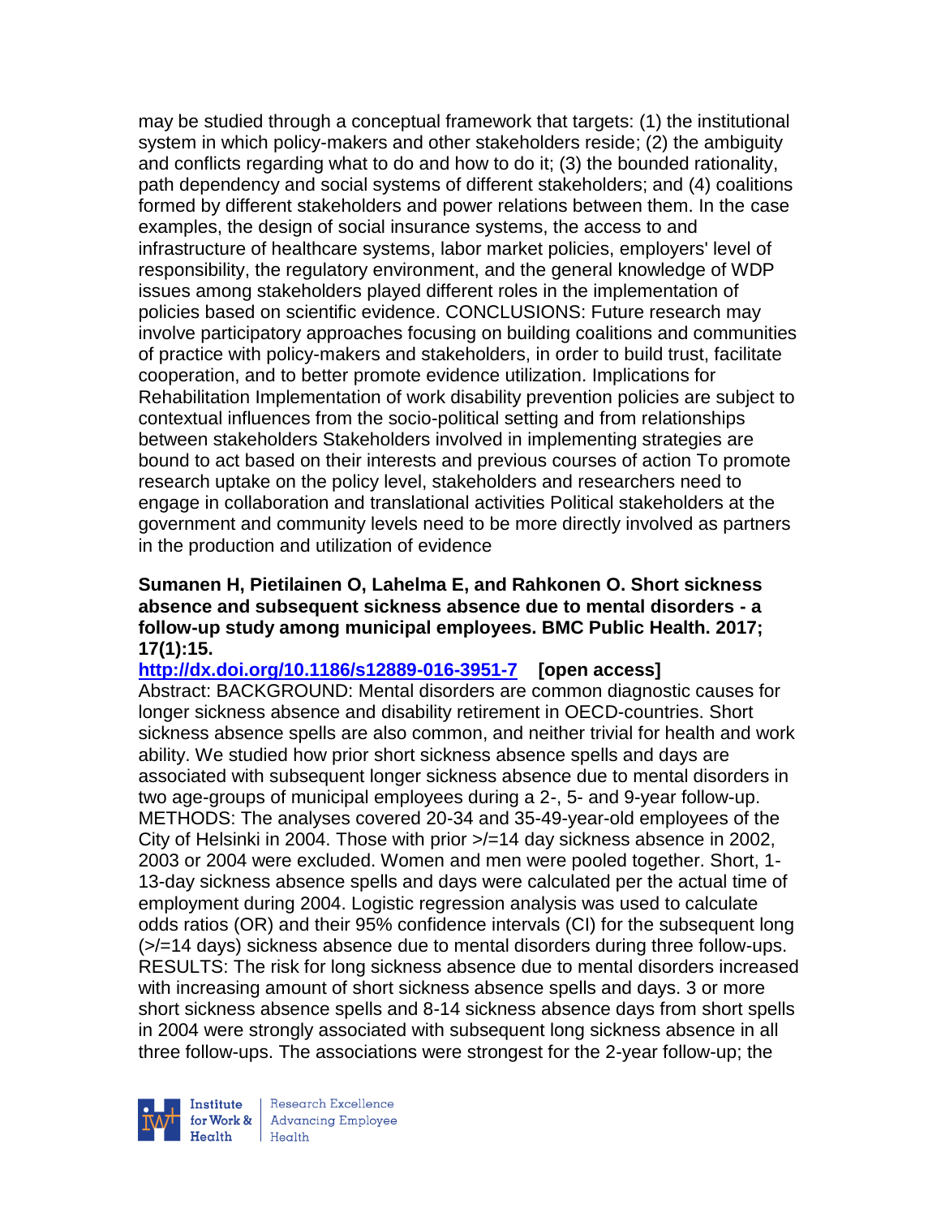may be studied through a conceptual framework that targets: (1) the institutional system in which policy-makers and other stakeholders reside; (2) the ambiguity and conflicts regarding what to do and how to do it; (3) the bounded rationality, path dependency and social systems of different stakeholders; and (4) coalitions formed by different stakeholders and power relations between them. In the case examples, the design of social insurance systems, the access to and infrastructure of healthcare systems, labor market policies, employers' level of responsibility, the regulatory environment, and the general knowledge of WDP issues among stakeholders played different roles in the implementation of policies based on scientific evidence. CONCLUSIONS: Future research may involve participatory approaches focusing on building coalitions and communities of practice with policy-makers and stakeholders, in order to build trust, facilitate cooperation, and to better promote evidence utilization. Implications for Rehabilitation Implementation of work disability prevention policies are subject to contextual influences from the socio-political setting and from relationships between stakeholders Stakeholders involved in implementing strategies are bound to act based on their interests and previous courses of action To promote research uptake on the policy level, stakeholders and researchers need to engage in collaboration and translational activities Political stakeholders at the government and community levels need to be more directly involved as partners in the production and utilization of evidence

**Sumanen H, Pietilainen O, Lahelma E, and Rahkonen O. Short sickness absence and subsequent sickness absence due to mental disorders - a follow-up study among municipal employees. BMC Public Health. 2017; 17(1):15.**

**http://dx.doi.org/10.1186/s12889-016-3951-7 [open access]**

Abstract: BACKGROUND: Mental disorders are common diagnostic causes for longer sickness absence and disability retirement in OECD-countries. Short sickness absence spells are also common, and neither trivial for health and work ability. We studied how prior short sickness absence spells and days are associated with subsequent longer sickness absence due to mental disorders in two age-groups of municipal employees during a 2-, 5- and 9-year follow-up. METHODS: The analyses covered 20-34 and 35-49-year-old employees of the City of Helsinki in 2004. Those with prior >/=14 day sickness absence in 2002, 2003 or 2004 were excluded. Women and men were pooled together. Short, 1-13-day sickness absence spells and days were calculated per the actual time of employment during 2004. Logistic regression analysis was used to calculate odds ratios (OR) and their 95% confidence intervals (CI) for the subsequent long (>/=14 days) sickness absence due to mental disorders during three follow-ups. RESULTS: The risk for long sickness absence due to mental disorders increased with increasing amount of short sickness absence spells and days. 3 or more short sickness absence spells and 8-14 sickness absence days from short spells in 2004 were strongly associated with subsequent long sickness absence in all three follow-ups. The associations were strongest for the 2-year follow-up; the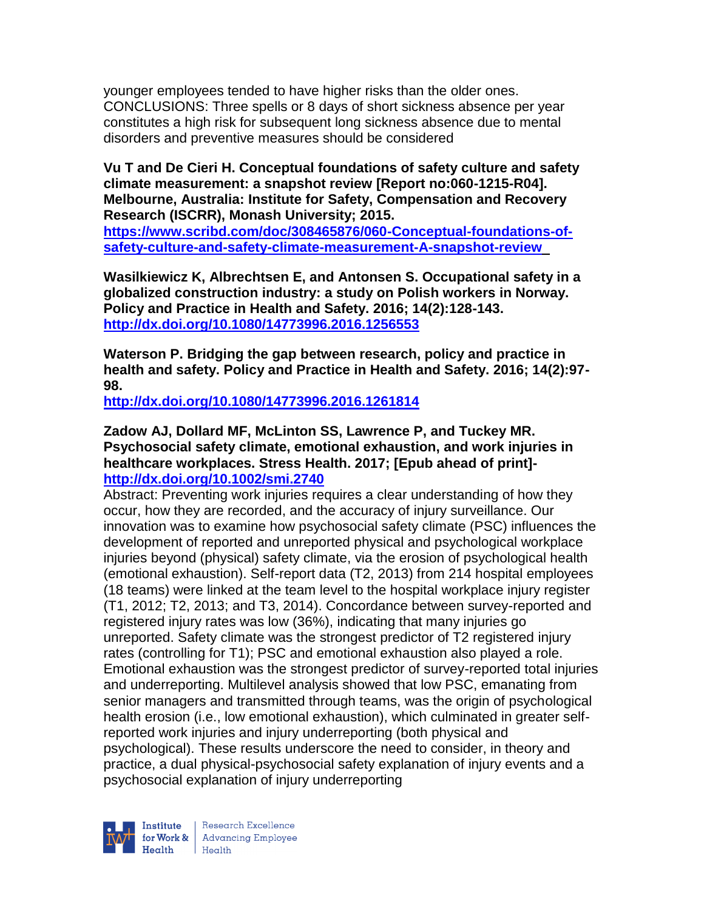younger employees tended to have higher risks than the older ones. CONCLUSIONS: Three spells or 8 days of short sickness absence per year constitutes a high risk for subsequent long sickness absence due to mental disorders and preventive measures should be considered

**Vu T and De Cieri H. Conceptual foundations of safety culture and safety climate measurement: a snapshot review [Report no:060-1215-R04]. Melbourne, Australia: Institute for Safety, Compensation and Recovery Research (ISCRR), Monash University; 2015.**
**https://www.scribd.com/doc/308465876/060-Conceptual-foundations-of-safety-culture-and-safety-climate-measurement-A-snapshot-review**

**Wasilkiewicz K, Albrechtsen E, and Antonsen S. Occupational safety in a globalized construction industry: a study on Polish workers in Norway. Policy and Practice in Health and Safety. 2016; 14(2):128-143.**
**http://dx.doi.org/10.1080/14773996.2016.1256553**

**Waterson P. Bridging the gap between research, policy and practice in health and safety. Policy and Practice in Health and Safety. 2016; 14(2):97-98.**
**http://dx.doi.org/10.1080/14773996.2016.1261814**

**Zadow AJ, Dollard MF, McLinton SS, Lawrence P, and Tuckey MR. Psychosocial safety climate, emotional exhaustion, and work injuries in healthcare workplaces. Stress Health. 2017; [Epub ahead of print]-**
**http://dx.doi.org/10.1002/smi.2740**

Abstract: Preventing work injuries requires a clear understanding of how they occur, how they are recorded, and the accuracy of injury surveillance. Our innovation was to examine how psychosocial safety climate (PSC) influences the development of reported and unreported physical and psychological workplace injuries beyond (physical) safety climate, via the erosion of psychological health (emotional exhaustion). Self-report data (T2, 2013) from 214 hospital employees (18 teams) were linked at the team level to the hospital workplace injury register (T1, 2012; T2, 2013; and T3, 2014). Concordance between survey-reported and registered injury rates was low (36%), indicating that many injuries go unreported. Safety climate was the strongest predictor of T2 registered injury rates (controlling for T1); PSC and emotional exhaustion also played a role. Emotional exhaustion was the strongest predictor of survey-reported total injuries and underreporting. Multilevel analysis showed that low PSC, emanating from senior managers and transmitted through teams, was the origin of psychological health erosion (i.e., low emotional exhaustion), which culminated in greater self-reported work injuries and injury underreporting (both physical and psychological). These results underscore the need to consider, in theory and practice, a dual physical-psychosocial safety explanation of injury events and a psychosocial explanation of injury underreporting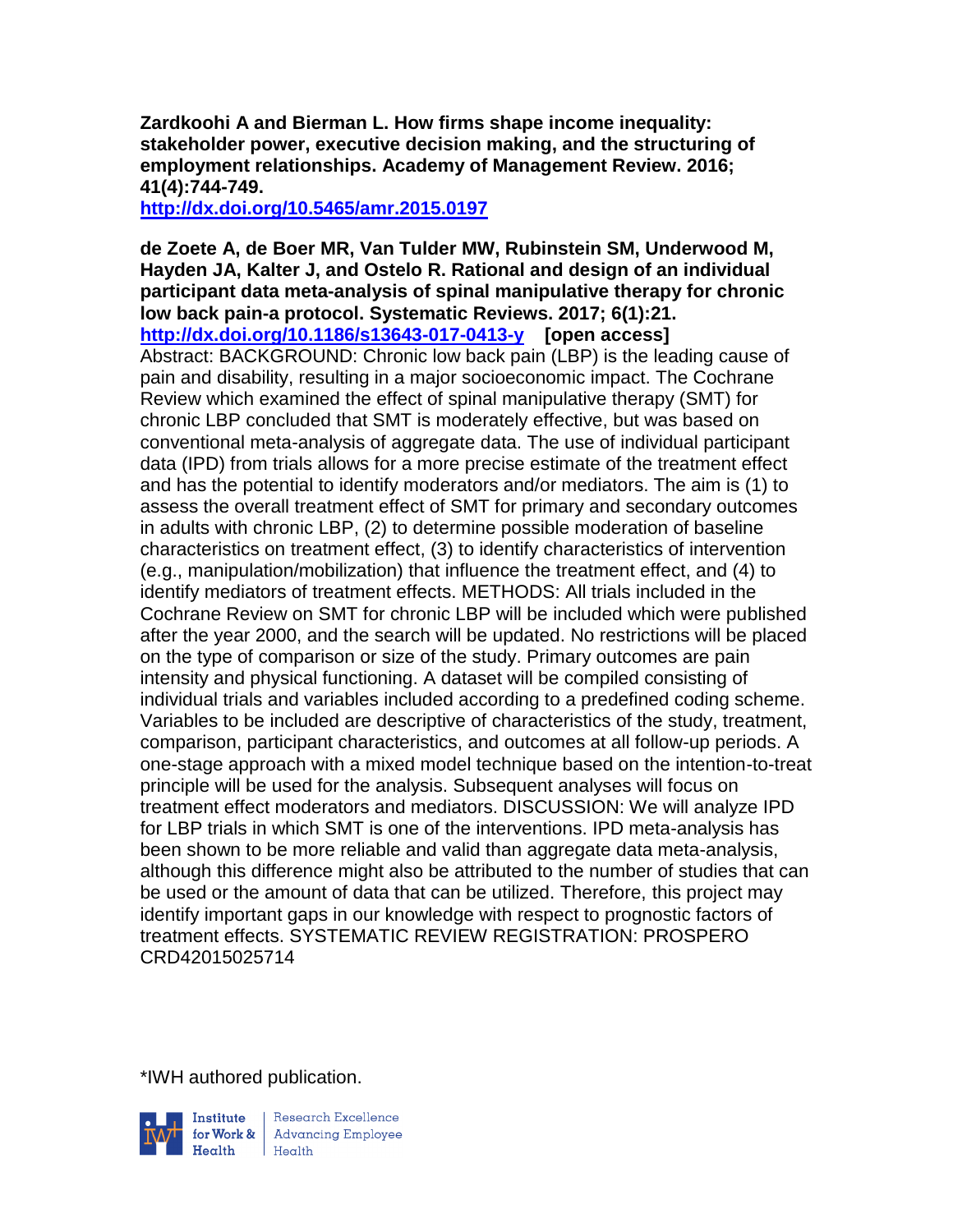**Zardkoohi A and Bierman L. How firms shape income inequality: stakeholder power, executive decision making, and the structuring of employment relationships. Academy of Management Review. 2016; 41(4):744-749.**
**http://dx.doi.org/10.5465/amr.2015.0197**

**de Zoete A, de Boer MR, Van Tulder MW, Rubinstein SM, Underwood M, Hayden JA, Kalter J, and Ostelo R. Rational and design of an individual participant data meta-analysis of spinal manipulative therapy for chronic low back pain-a protocol. Systematic Reviews. 2017; 6(1):21.**
**http://dx.doi.org/10.1186/s13643-017-0413-y [open access]**
Abstract: BACKGROUND: Chronic low back pain (LBP) is the leading cause of pain and disability, resulting in a major socioeconomic impact. The Cochrane Review which examined the effect of spinal manipulative therapy (SMT) for chronic LBP concluded that SMT is moderately effective, but was based on conventional meta-analysis of aggregate data. The use of individual participant data (IPD) from trials allows for a more precise estimate of the treatment effect and has the potential to identify moderators and/or mediators. The aim is (1) to assess the overall treatment effect of SMT for primary and secondary outcomes in adults with chronic LBP, (2) to determine possible moderation of baseline characteristics on treatment effect, (3) to identify characteristics of intervention (e.g., manipulation/mobilization) that influence the treatment effect, and (4) to identify mediators of treatment effects. METHODS: All trials included in the Cochrane Review on SMT for chronic LBP will be included which were published after the year 2000, and the search will be updated. No restrictions will be placed on the type of comparison or size of the study. Primary outcomes are pain intensity and physical functioning. A dataset will be compiled consisting of individual trials and variables included according to a predefined coding scheme. Variables to be included are descriptive of characteristics of the study, treatment, comparison, participant characteristics, and outcomes at all follow-up periods. A one-stage approach with a mixed model technique based on the intention-to-treat principle will be used for the analysis. Subsequent analyses will focus on treatment effect moderators and mediators. DISCUSSION: We will analyze IPD for LBP trials in which SMT is one of the interventions. IPD meta-analysis has been shown to be more reliable and valid than aggregate data meta-analysis, although this difference might also be attributed to the number of studies that can be used or the amount of data that can be utilized. Therefore, this project may identify important gaps in our knowledge with respect to prognostic factors of treatment effects. SYSTEMATIC REVIEW REGISTRATION: PROSPERO CRD42015025714

*IWH authored publication.